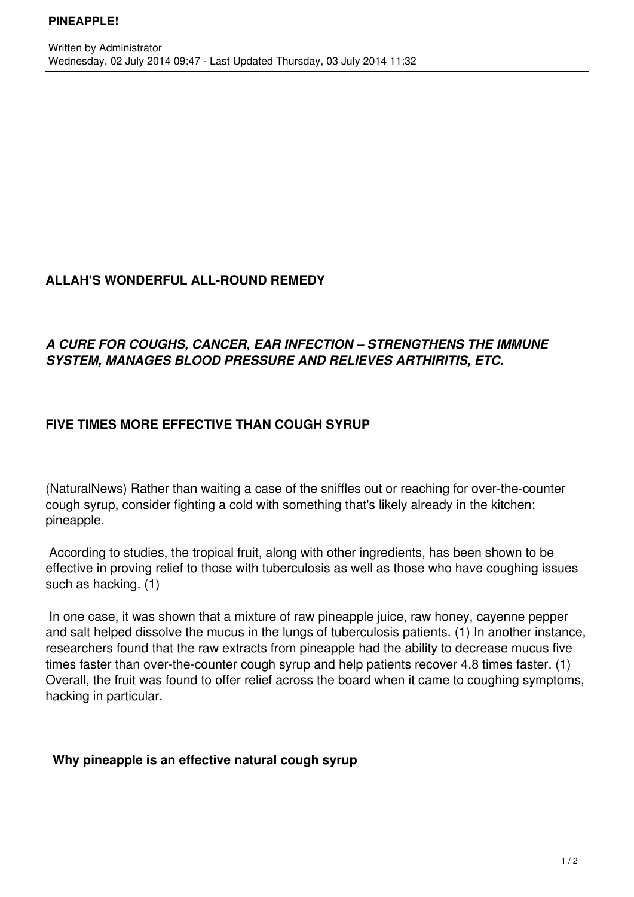# PINEAPPLE!

Written by Administrator
Wednesday, 02 July 2014 09:47 - Last Updated Thursday, 03 July 2014 11:32

## ALLAH'S WONDERFUL ALL-ROUND REMEDY

***A CURE FOR COUGHS, CANCER, EAR INFECTION – STRENGTHENS THE IMMUNE SYSTEM, MANAGES BLOOD PRESSURE AND RELIEVES ARTHIRITIS, ETC.***

## FIVE TIMES MORE EFFECTIVE THAN COUGH SYRUP

(NaturalNews) Rather than waiting a case of the sniffles out or reaching for over-the-counter cough syrup, consider fighting a cold with something that's likely already in the kitchen: pineapple.

According to studies, the tropical fruit, along with other ingredients, has been shown to be effective in proving relief to those with tuberculosis as well as those who have coughing issues such as hacking. (1)

In one case, it was shown that a mixture of raw pineapple juice, raw honey, cayenne pepper and salt helped dissolve the mucus in the lungs of tuberculosis patients. (1) In another instance, researchers found that the raw extracts from pineapple had the ability to decrease mucus five times faster than over-the-counter cough syrup and help patients recover 4.8 times faster. (1) Overall, the fruit was found to offer relief across the board when it came to coughing symptoms, hacking in particular.

### Why pineapple is an effective natural cough syrup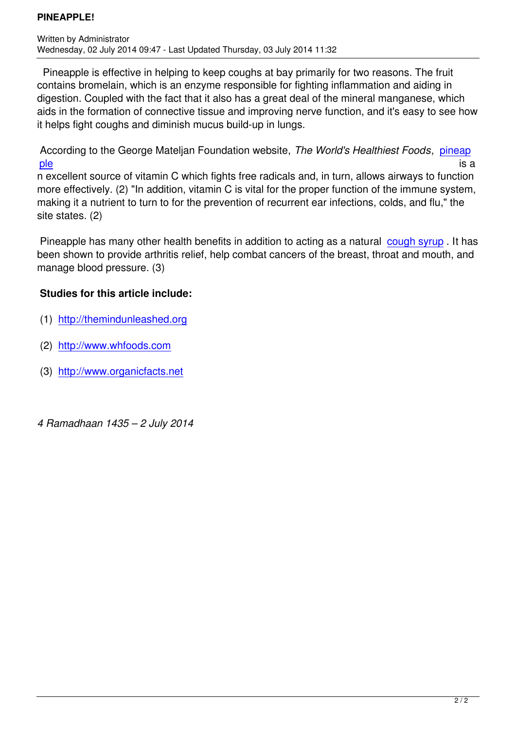Pineapple is effective in helping to keep coughs at bay primarily for two reasons. The fruit contains bromelain, which is an enzyme responsible for fighting inflammation and aiding in digestion. Coupled with the fact that it also has a great deal of the mineral manganese, which aids in the formation of connective tissue and improving nerve function, and it's easy to see how it helps fight coughs and diminish mucus build-up in lungs.

According to the George Mateljan Foundation website, *The World's Healthiest Foods*, pineapple is an excellent source of vitamin C which fights free radicals and, in turn, allows airways to function more effectively. (2) "In addition, vitamin C is vital for the proper function of the immune system, making it a nutrient to turn to for the prevention of recurrent ear infections, colds, and flu," the site states. (2)

Pineapple has many other health benefits in addition to acting as a natural cough syrup. It has been shown to provide arthritis relief, help combat cancers of the breast, throat and mouth, and manage blood pressure. (3)

**Studies for this article include:**

(1) http://themindunleashed.org

(2) http://www.whfoods.com

(3) http://www.organicfacts.net

*4 Ramadhaan 1435 – 2 July 2014*